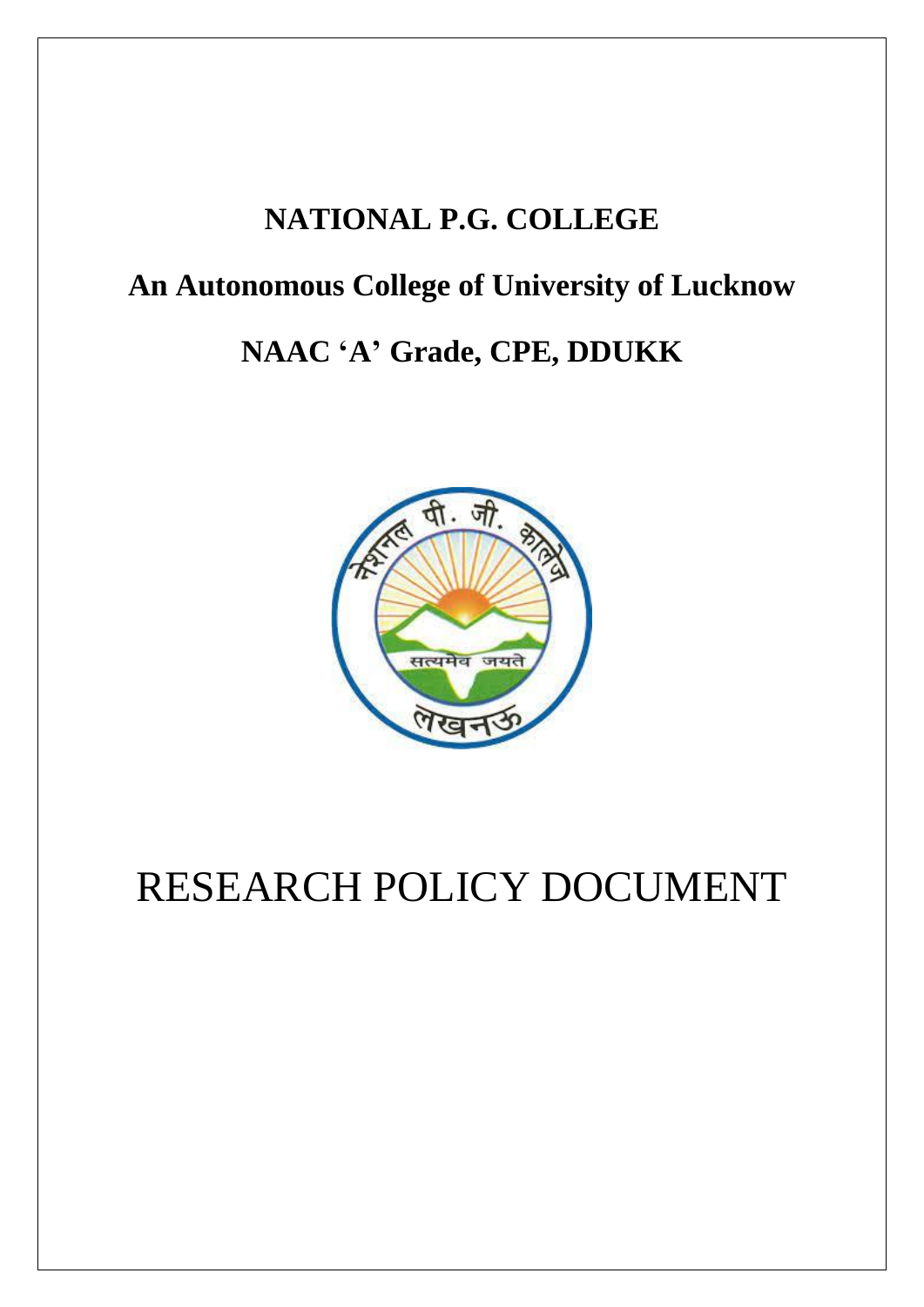# NATIONAL P.G. COLLEGE

## An Autonomous College of University of Lucknow

## NAAC 'A' Grade, CPE, DDUKK

# RESEARCH POLICY DOCUMENT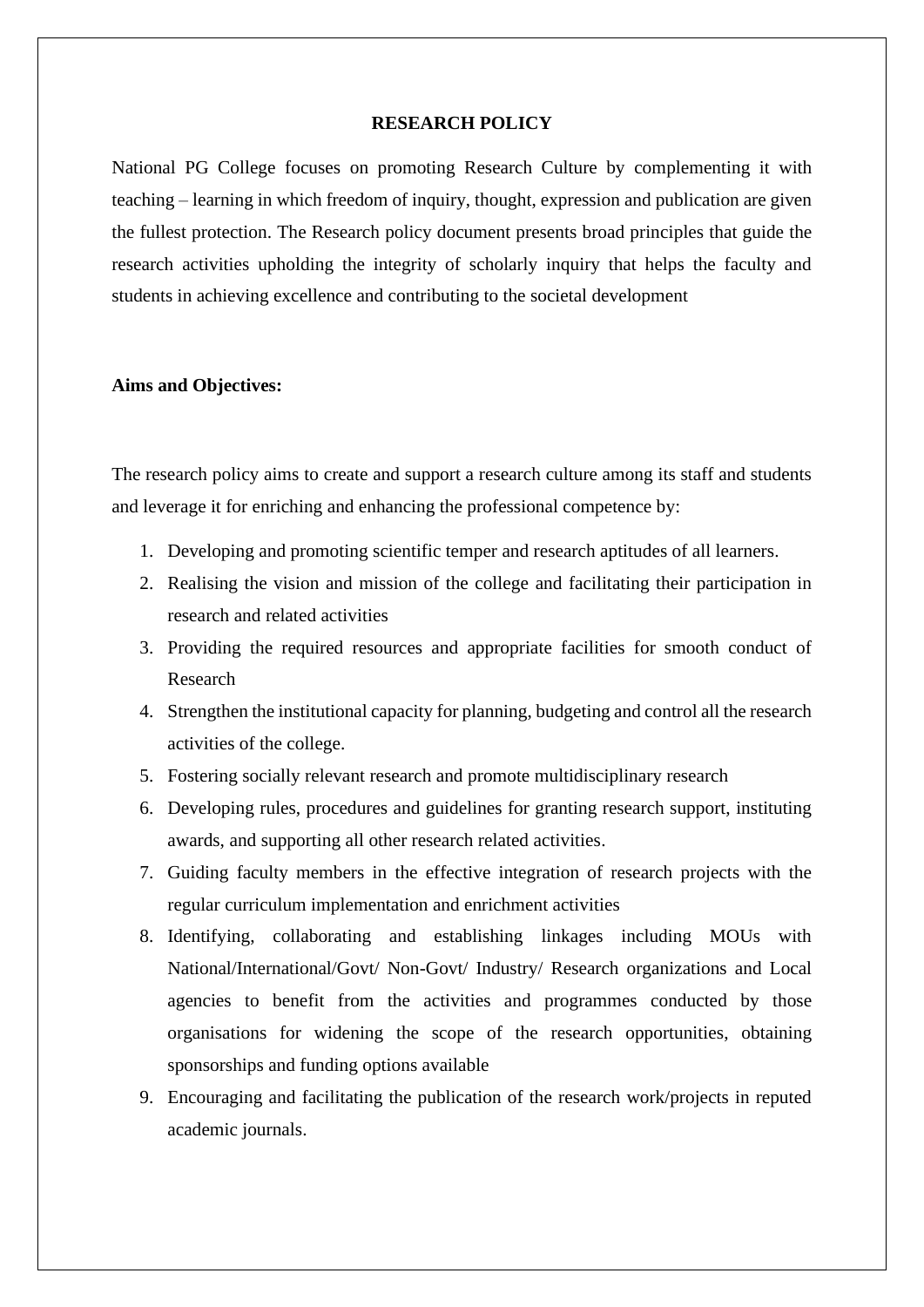# RESEARCH POLICY

National PG College focuses on promoting Research Culture by complementing it with teaching – learning in which freedom of inquiry, thought, expression and publication are given the fullest protection. The Research policy document presents broad principles that guide the research activities upholding the integrity of scholarly inquiry that helps the faculty and students in achieving excellence and contributing to the societal development

**Aims and Objectives:**

The research policy aims to create and support a research culture among its staff and students and leverage it for enriching and enhancing the professional competence by:

1. Developing and promoting scientific temper and research aptitudes of all learners.
2. Realising the vision and mission of the college and facilitating their participation in research and related activities
3. Providing the required resources and appropriate facilities for smooth conduct of Research
4. Strengthen the institutional capacity for planning, budgeting and control all the research activities of the college.
5. Fostering socially relevant research and promote multidisciplinary research
6. Developing rules, procedures and guidelines for granting research support, instituting awards, and supporting all other research related activities.
7. Guiding faculty members in the effective integration of research projects with the regular curriculum implementation and enrichment activities
8. Identifying, collaborating and establishing linkages including MOUs with National/International/Govt/ Non-Govt/ Industry/ Research organizations and Local agencies to benefit from the activities and programmes conducted by those organisations for widening the scope of the research opportunities, obtaining sponsorships and funding options available
9. Encouraging and facilitating the publication of the research work/projects in reputed academic journals.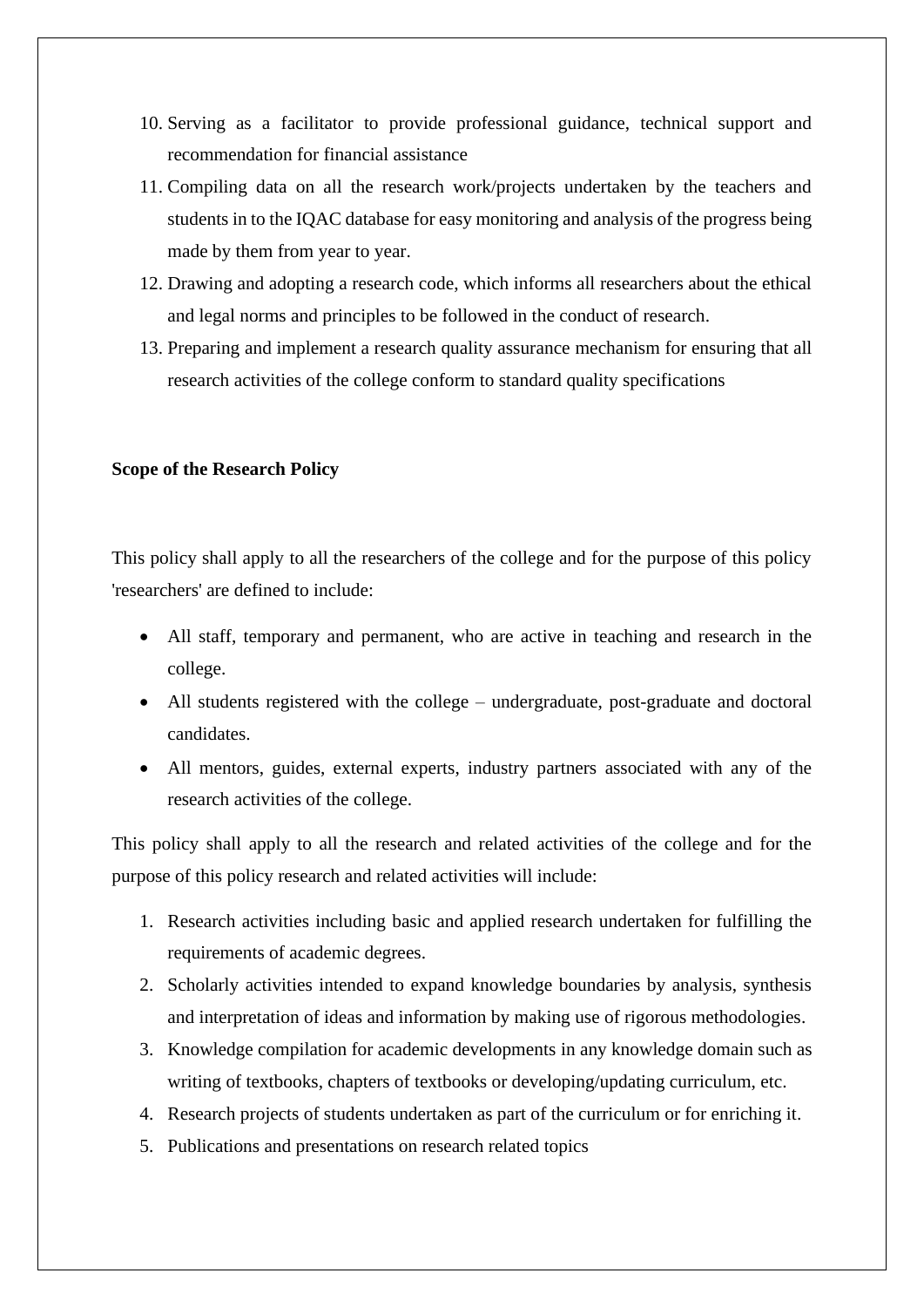10. Serving as a facilitator to provide professional guidance, technical support and recommendation for financial assistance
11. Compiling data on all the research work/projects undertaken by the teachers and students in to the IQAC database for easy monitoring and analysis of the progress being made by them from year to year.
12. Drawing and adopting a research code, which informs all researchers about the ethical and legal norms and principles to be followed in the conduct of research.
13. Preparing and implement a research quality assurance mechanism for ensuring that all research activities of the college conform to standard quality specifications

**Scope of the Research Policy**

This policy shall apply to all the researchers of the college and for the purpose of this policy 'researchers' are defined to include:

- All staff, temporary and permanent, who are active in teaching and research in the college.
- All students registered with the college – undergraduate, post-graduate and doctoral candidates.
- All mentors, guides, external experts, industry partners associated with any of the research activities of the college.

This policy shall apply to all the research and related activities of the college and for the purpose of this policy research and related activities will include:

1. Research activities including basic and applied research undertaken for fulfilling the requirements of academic degrees.
2. Scholarly activities intended to expand knowledge boundaries by analysis, synthesis and interpretation of ideas and information by making use of rigorous methodologies.
3. Knowledge compilation for academic developments in any knowledge domain such as writing of textbooks, chapters of textbooks or developing/updating curriculum, etc.
4. Research projects of students undertaken as part of the curriculum or for enriching it.
5. Publications and presentations on research related topics